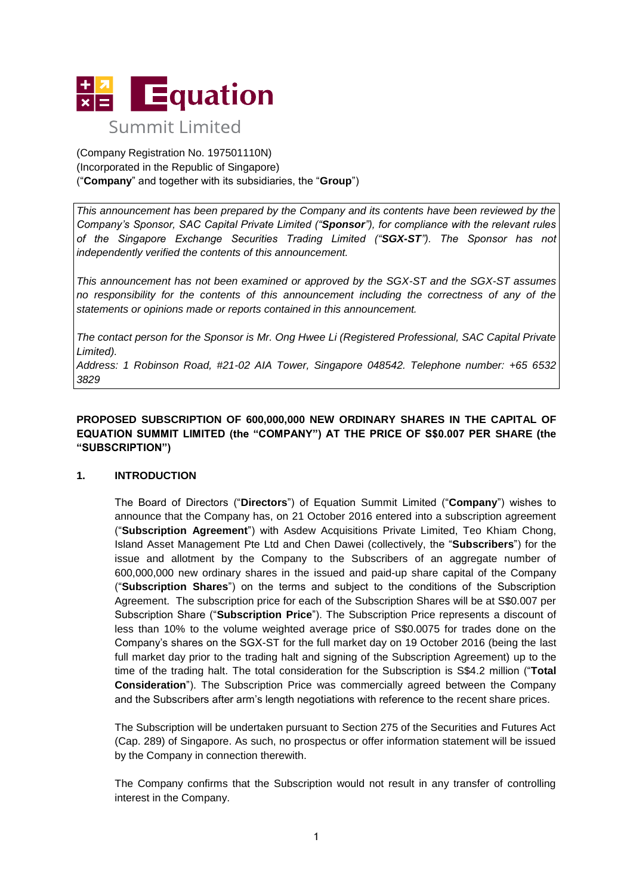Equation

Summit Limited

(Company Registration No. 197501110N)
(Incorporated in the Republic of Singapore)
("**Company**" and together with its subsidiaries, the "**Group**")

*This announcement has been prepared by the Company and its contents have been reviewed by the Company's Sponsor, SAC Capital Private Limited ("**Sponsor**"), for compliance with the relevant rules of the Singapore Exchange Securities Trading Limited ("**SGX-ST**"). The Sponsor has not independently verified the contents of this announcement.*

*This announcement has not been examined or approved by the SGX-ST and the SGX-ST assumes no responsibility for the contents of this announcement including the correctness of any of the statements or opinions made or reports contained in this announcement.*

*The contact person for the Sponsor is Mr. Ong Hwee Li (Registered Professional, SAC Capital Private Limited).*
*Address: 1 Robinson Road, #21-02 AIA Tower, Singapore 048542. Telephone number: +65 6532 3829*

**PROPOSED SUBSCRIPTION OF 600,000,000 NEW ORDINARY SHARES IN THE CAPITAL OF EQUATION SUMMIT LIMITED (the "COMPANY") AT THE PRICE OF S$0.007 PER SHARE (the "SUBSCRIPTION")**

## 1. INTRODUCTION

The Board of Directors ("**Directors**") of Equation Summit Limited ("**Company**") wishes to announce that the Company has, on 21 October 2016 entered into a subscription agreement ("**Subscription Agreement**") with Asdew Acquisitions Private Limited, Teo Khiam Chong, Island Asset Management Pte Ltd and Chen Dawei (collectively, the "**Subscribers**") for the issue and allotment by the Company to the Subscribers of an aggregate number of 600,000,000 new ordinary shares in the issued and paid-up share capital of the Company ("**Subscription Shares**") on the terms and subject to the conditions of the Subscription Agreement. The subscription price for each of the Subscription Shares will be at S$0.007 per Subscription Share ("**Subscription Price**"). The Subscription Price represents a discount of less than 10% to the volume weighted average price of S$0.0075 for trades done on the Company's shares on the SGX-ST for the full market day on 19 October 2016 (being the last full market day prior to the trading halt and signing of the Subscription Agreement) up to the time of the trading halt. The total consideration for the Subscription is S$4.2 million ("**Total Consideration**"). The Subscription Price was commercially agreed between the Company and the Subscribers after arm's length negotiations with reference to the recent share prices.

The Subscription will be undertaken pursuant to Section 275 of the Securities and Futures Act (Cap. 289) of Singapore. As such, no prospectus or offer information statement will be issued by the Company in connection therewith.

The Company confirms that the Subscription would not result in any transfer of controlling interest in the Company.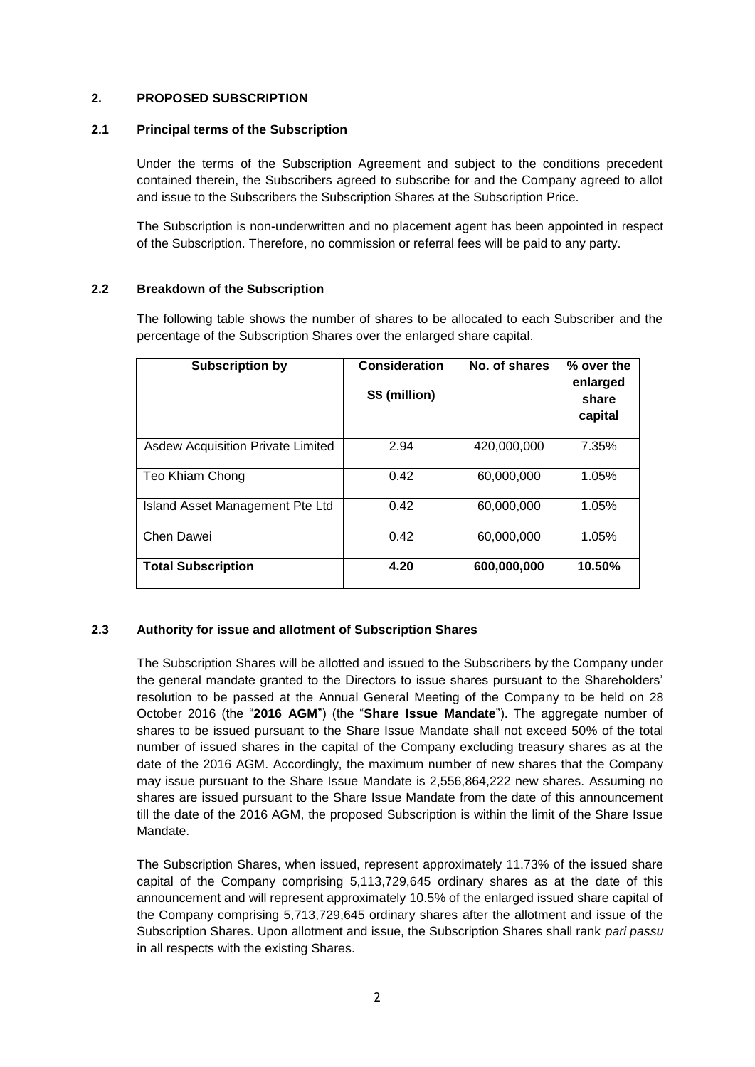## 2. PROPOSED SUBSCRIPTION

### 2.1 Principal terms of the Subscription

Under the terms of the Subscription Agreement and subject to the conditions precedent contained therein, the Subscribers agreed to subscribe for and the Company agreed to allot and issue to the Subscribers the Subscription Shares at the Subscription Price.

The Subscription is non-underwritten and no placement agent has been appointed in respect of the Subscription. Therefore, no commission or referral fees will be paid to any party.

### 2.2 Breakdown of the Subscription

The following table shows the number of shares to be allocated to each Subscriber and the percentage of the Subscription Shares over the enlarged share capital.

| Subscription by | Consideration S$ (million) | No. of shares | % over the enlarged share capital |
|---|---|---|---|
| Asdew Acquisition Private Limited | 2.94 | 420,000,000 | 7.35% |
| Teo Khiam Chong | 0.42 | 60,000,000 | 1.05% |
| Island Asset Management Pte Ltd | 0.42 | 60,000,000 | 1.05% |
| Chen Dawei | 0.42 | 60,000,000 | 1.05% |
| **Total Subscription** | **4.20** | **600,000,000** | **10.50%** |

### 2.3 Authority for issue and allotment of Subscription Shares

The Subscription Shares will be allotted and issued to the Subscribers by the Company under the general mandate granted to the Directors to issue shares pursuant to the Shareholders' resolution to be passed at the Annual General Meeting of the Company to be held on 28 October 2016 (the "**2016 AGM**") (the "**Share Issue Mandate**"). The aggregate number of shares to be issued pursuant to the Share Issue Mandate shall not exceed 50% of the total number of issued shares in the capital of the Company excluding treasury shares as at the date of the 2016 AGM. Accordingly, the maximum number of new shares that the Company may issue pursuant to the Share Issue Mandate is 2,556,864,222 new shares. Assuming no shares are issued pursuant to the Share Issue Mandate from the date of this announcement till the date of the 2016 AGM, the proposed Subscription is within the limit of the Share Issue Mandate.

The Subscription Shares, when issued, represent approximately 11.73% of the issued share capital of the Company comprising 5,113,729,645 ordinary shares as at the date of this announcement and will represent approximately 10.5% of the enlarged issued share capital of the Company comprising 5,713,729,645 ordinary shares after the allotment and issue of the Subscription Shares. Upon allotment and issue, the Subscription Shares shall rank *pari passu* in all respects with the existing Shares.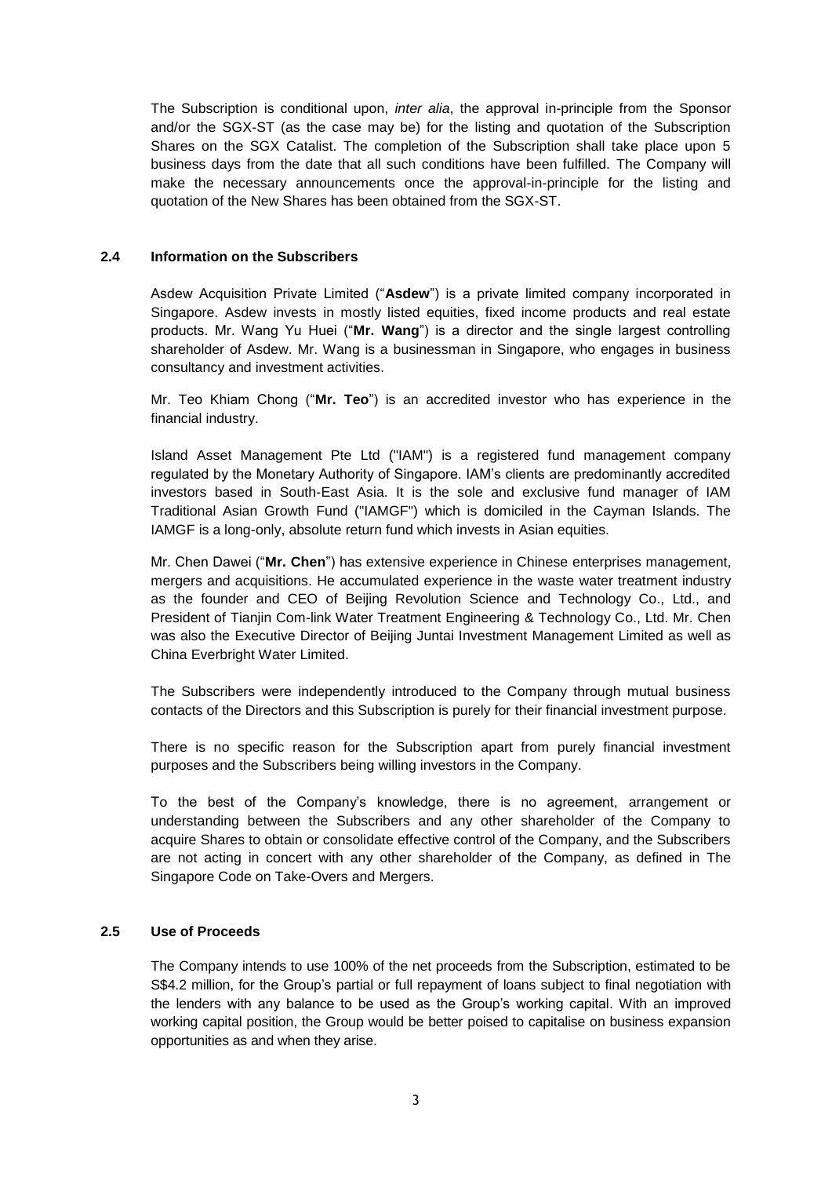The Subscription is conditional upon, *inter alia*, the approval in-principle from the Sponsor and/or the SGX-ST (as the case may be) for the listing and quotation of the Subscription Shares on the SGX Catalist. The completion of the Subscription shall take place upon 5 business days from the date that all such conditions have been fulfilled. The Company will make the necessary announcements once the approval-in-principle for the listing and quotation of the New Shares has been obtained from the SGX-ST.

### 2.4 Information on the Subscribers

Asdew Acquisition Private Limited ("**Asdew**") is a private limited company incorporated in Singapore. Asdew invests in mostly listed equities, fixed income products and real estate products. Mr. Wang Yu Huei ("**Mr. Wang**") is a director and the single largest controlling shareholder of Asdew. Mr. Wang is a businessman in Singapore, who engages in business consultancy and investment activities.

Mr. Teo Khiam Chong ("**Mr. Teo**") is an accredited investor who has experience in the financial industry.

Island Asset Management Pte Ltd ("IAM") is a registered fund management company regulated by the Monetary Authority of Singapore. IAM's clients are predominantly accredited investors based in South-East Asia. It is the sole and exclusive fund manager of IAM Traditional Asian Growth Fund ("IAMGF") which is domiciled in the Cayman Islands. The IAMGF is a long-only, absolute return fund which invests in Asian equities.

Mr. Chen Dawei ("**Mr. Chen**") has extensive experience in Chinese enterprises management, mergers and acquisitions. He accumulated experience in the waste water treatment industry as the founder and CEO of Beijing Revolution Science and Technology Co., Ltd., and President of Tianjin Com-link Water Treatment Engineering & Technology Co., Ltd. Mr. Chen was also the Executive Director of Beijing Juntai Investment Management Limited as well as China Everbright Water Limited.

The Subscribers were independently introduced to the Company through mutual business contacts of the Directors and this Subscription is purely for their financial investment purpose.

There is no specific reason for the Subscription apart from purely financial investment purposes and the Subscribers being willing investors in the Company.

To the best of the Company's knowledge, there is no agreement, arrangement or understanding between the Subscribers and any other shareholder of the Company to acquire Shares to obtain or consolidate effective control of the Company, and the Subscribers are not acting in concert with any other shareholder of the Company, as defined in The Singapore Code on Take-Overs and Mergers.

### 2.5 Use of Proceeds

The Company intends to use 100% of the net proceeds from the Subscription, estimated to be S$4.2 million, for the Group's partial or full repayment of loans subject to final negotiation with the lenders with any balance to be used as the Group's working capital. With an improved working capital position, the Group would be better poised to capitalise on business expansion opportunities as and when they arise.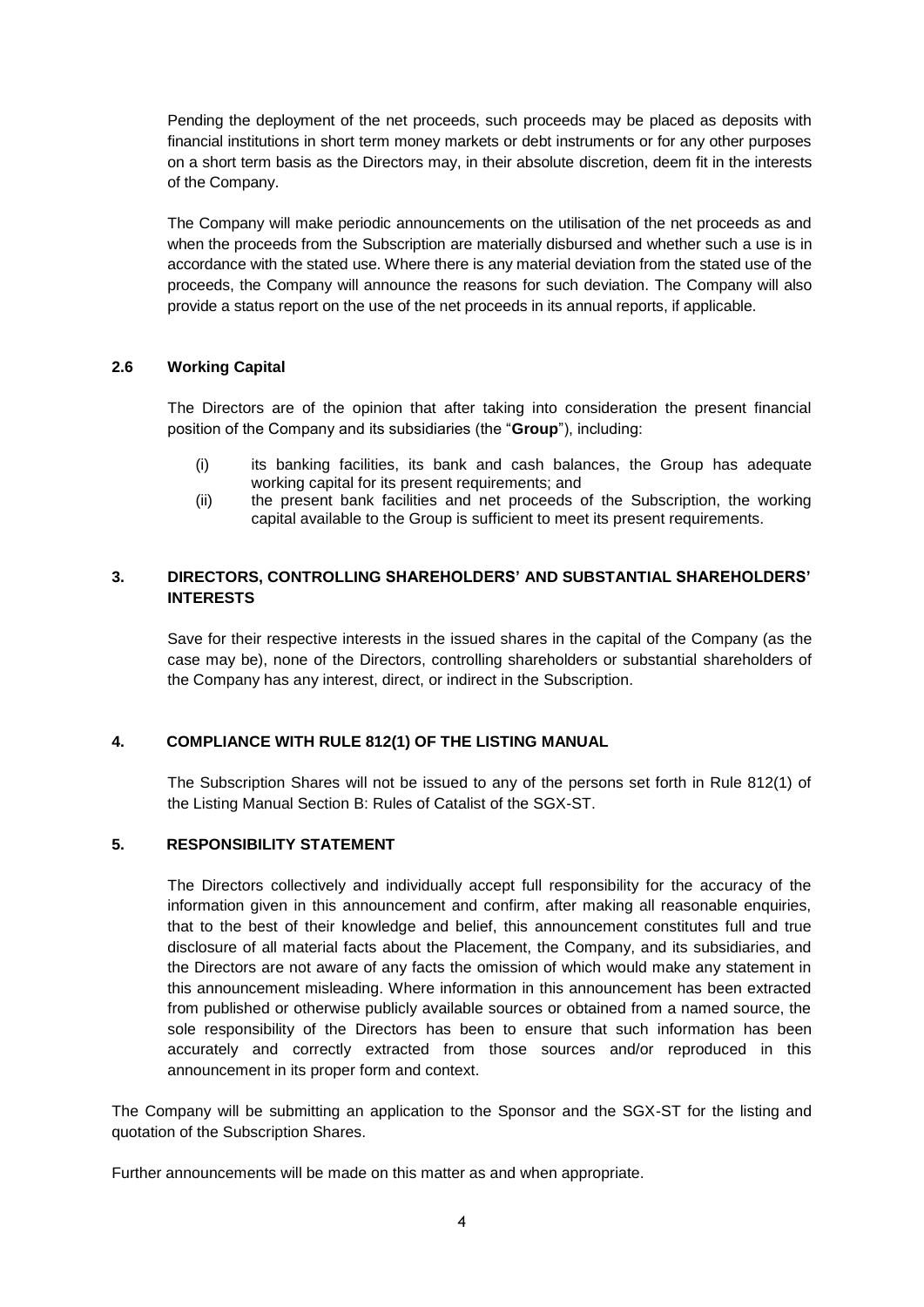Pending the deployment of the net proceeds, such proceeds may be placed as deposits with financial institutions in short term money markets or debt instruments or for any other purposes on a short term basis as the Directors may, in their absolute discretion, deem fit in the interests of the Company.

The Company will make periodic announcements on the utilisation of the net proceeds as and when the proceeds from the Subscription are materially disbursed and whether such a use is in accordance with the stated use. Where there is any material deviation from the stated use of the proceeds, the Company will announce the reasons for such deviation. The Company will also provide a status report on the use of the net proceeds in its annual reports, if applicable.

## 2.6 Working Capital

The Directors are of the opinion that after taking into consideration the present financial position of the Company and its subsidiaries (the "**Group**"), including:

(i) its banking facilities, its bank and cash balances, the Group has adequate working capital for its present requirements; and

(ii) the present bank facilities and net proceeds of the Subscription, the working capital available to the Group is sufficient to meet its present requirements.

## 3. DIRECTORS, CONTROLLING SHAREHOLDERS' AND SUBSTANTIAL SHAREHOLDERS' INTERESTS

Save for their respective interests in the issued shares in the capital of the Company (as the case may be), none of the Directors, controlling shareholders or substantial shareholders of the Company has any interest, direct, or indirect in the Subscription.

## 4. COMPLIANCE WITH RULE 812(1) OF THE LISTING MANUAL

The Subscription Shares will not be issued to any of the persons set forth in Rule 812(1) of the Listing Manual Section B: Rules of Catalist of the SGX-ST.

## 5. RESPONSIBILITY STATEMENT

The Directors collectively and individually accept full responsibility for the accuracy of the information given in this announcement and confirm, after making all reasonable enquiries, that to the best of their knowledge and belief, this announcement constitutes full and true disclosure of all material facts about the Placement, the Company, and its subsidiaries, and the Directors are not aware of any facts the omission of which would make any statement in this announcement misleading. Where information in this announcement has been extracted from published or otherwise publicly available sources or obtained from a named source, the sole responsibility of the Directors has been to ensure that such information has been accurately and correctly extracted from those sources and/or reproduced in this announcement in its proper form and context.

The Company will be submitting an application to the Sponsor and the SGX-ST for the listing and quotation of the Subscription Shares.

Further announcements will be made on this matter as and when appropriate.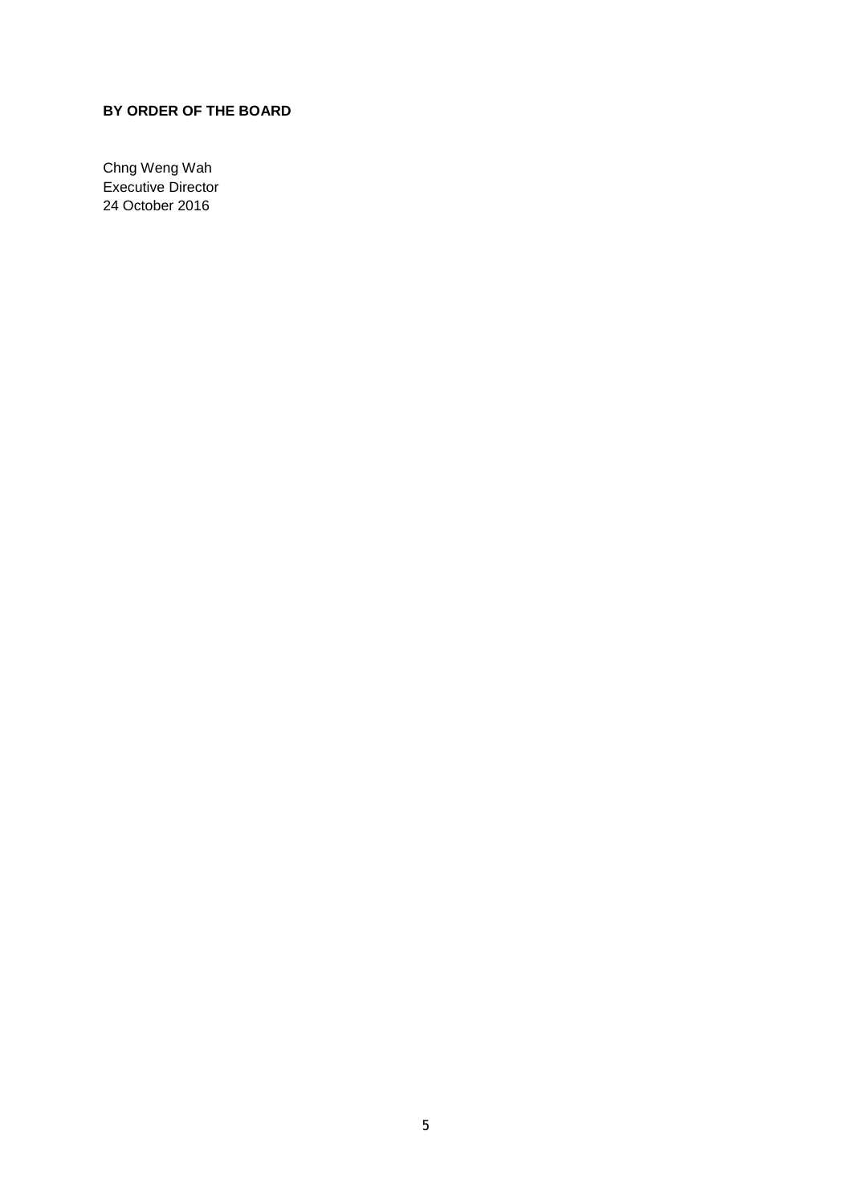**BY ORDER OF THE BOARD**

Chng Weng Wah
Executive Director
24 October 2016